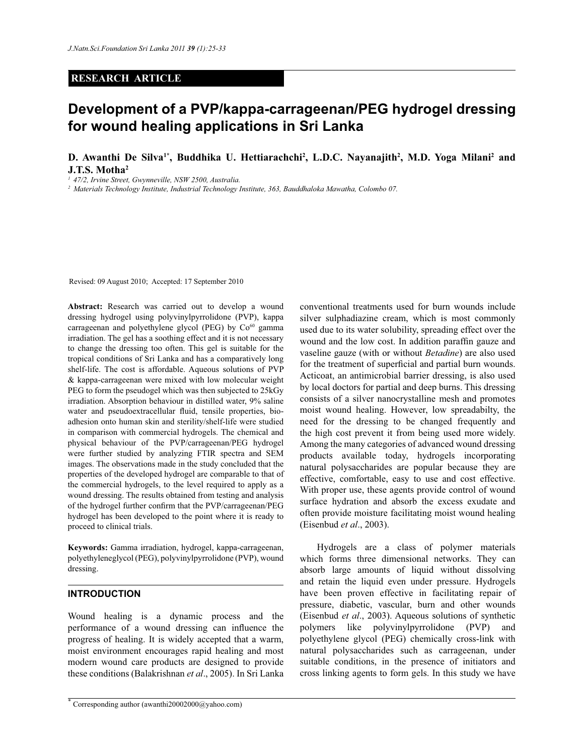**RESEARCH ARTICLE**

# Development of a PVP/kappa-carrageenan/PEG hydrogel dressing for wound healing applications in Sri Lanka

**D. Awanthi De Silva[1*], Buddhika U. Hettiarachchi[2], L.D.C. Nayanajith[2], M.D. Yoga Milani[2] and J.T.S. Motha[2]**

[1] 47/2, Irvine Street, Gwynneville, NSW 2500, Australia.
[2] Materials Technology Institute, Industrial Technology Institute, 363, Bauddhaloka Mawatha, Colombo 07.

Revised: 09 August 2010; Accepted: 17 September 2010

**Abstract:** Research was carried out to develop a wound dressing hydrogel using polyvinylpyrrolidone (PVP), kappa carrageenan and polyethylene glycol (PEG) by $Co^{60}$ gamma irradiation. The gel has a soothing effect and it is not necessary to change the dressing too often. This gel is suitable for the tropical conditions of Sri Lanka and has a comparatively long shelf-life. The cost is affordable. Aqueous solutions of PVP & kappa-carrageenan were mixed with low molecular weight PEG to form the pseudogel which was then subjected to 25kGy irradiation. Absorption behaviour in distilled water, 9% saline water and pseudoextracellular fluid, tensile properties, bio-adhesion onto human skin and sterility/shelf-life were studied in comparison with commercial hydrogels. The chemical and physical behaviour of the PVP/carrageenan/PEG hydrogel were further studied by analyzing FTIR spectra and SEM images. The observations made in the study concluded that the properties of the developed hydrogel are comparable to that of the commercial hydrogels, to the level required to apply as a wound dressing. The results obtained from testing and analysis of the hydrogel further confirm that the PVP/carrageenan/PEG hydrogel has been developed to the point where it is ready to proceed to clinical trials.

**Keywords:** Gamma irradiation, hydrogel, kappa-carrageenan, polyethyleneglycol (PEG), polyvinylpyrrolidone (PVP), wound dressing.

## INTRODUCTION

Wound healing is a dynamic process and the performance of a wound dressing can influence the progress of healing. It is widely accepted that a warm, moist environment encourages rapid healing and most modern wound care products are designed to provide these conditions (Balakrishnan *et al*., 2005). In Sri Lanka conventional treatments used for burn wounds include silver sulphadiazine cream, which is most commonly used due to its water solubility, spreading effect over the wound and the low cost. In addition paraffin gauze and vaseline gauze (with or without *Betadine*) are also used for the treatment of superficial and partial burn wounds. Acticoat, an antimicrobial barrier dressing, is also used by local doctors for partial and deep burns. This dressing consists of a silver nanocrystalline mesh and promotes moist wound healing. However, low spreadabilty, the need for the dressing to be changed frequently and the high cost prevent it from being used more widely. Among the many categories of advanced wound dressing products available today, hydrogels incorporating natural polysaccharides are popular because they are effective, comfortable, easy to use and cost effective. With proper use, these agents provide control of wound surface hydration and absorb the excess exudate and often provide moisture facilitating moist wound healing (Eisenbud *et al*., 2003).

Hydrogels are a class of polymer materials which forms three dimensional networks. They can absorb large amounts of liquid without dissolving and retain the liquid even under pressure. Hydrogels have been proven effective in facilitating repair of pressure, diabetic, vascular, burn and other wounds (Eisenbud *et al*., 2003). Aqueous solutions of synthetic polymers like polyvinylpyrrolidone (PVP) and polyethylene glycol (PEG) chemically cross-link with natural polysaccharides such as carrageenan, under suitable conditions, in the presence of initiators and cross linking agents to form gels. In this study we have

* Corresponding author (awanthi20002000@yahoo.com)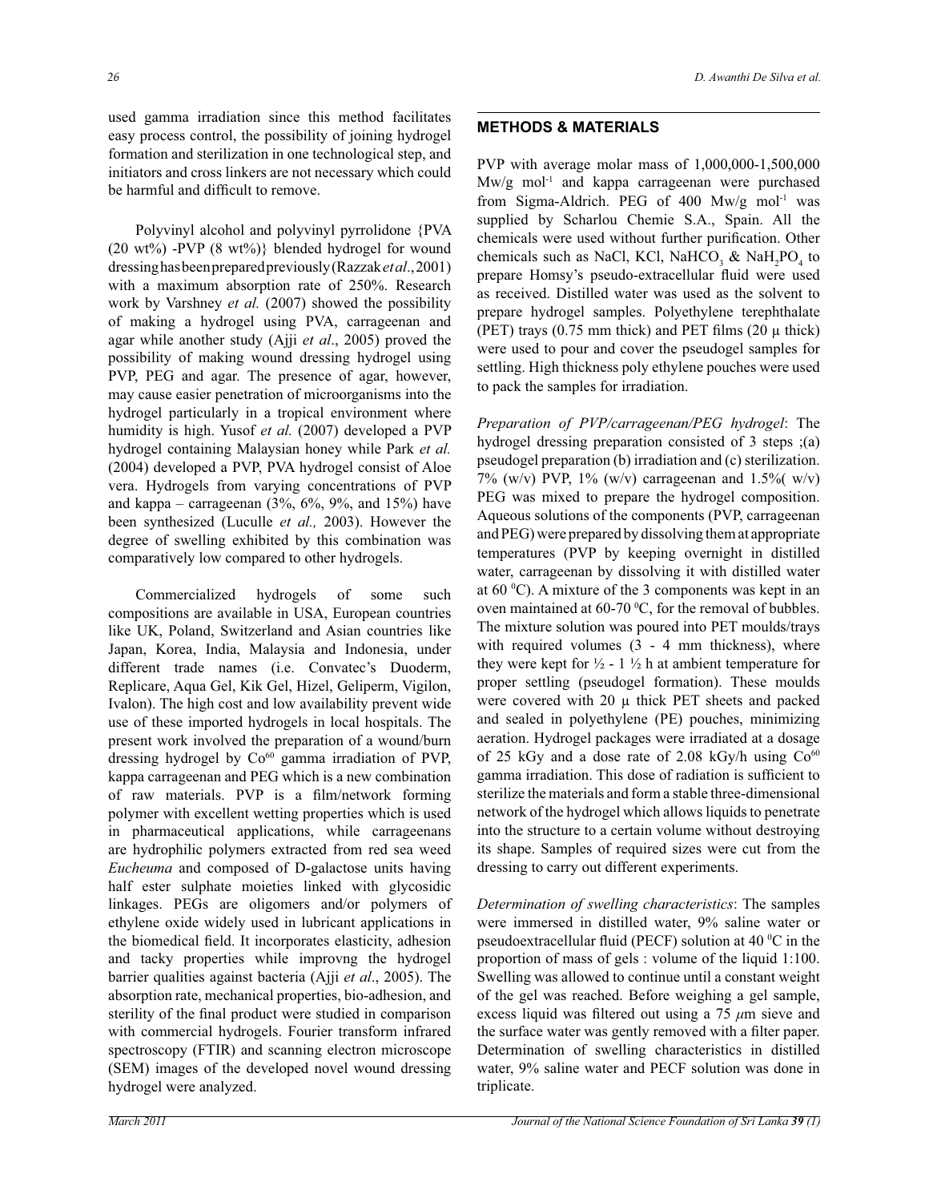used gamma irradiation since this method facilitates easy process control, the possibility of joining hydrogel formation and sterilization in one technological step, and initiators and cross linkers are not necessary which could be harmful and difficult to remove.

Polyvinyl alcohol and polyvinyl pyrrolidone {PVA (20 wt%) -PVP (8 wt%)} blended hydrogel for wound dressing has been prepared previously (Razzak *et al*., 2001) with a maximum absorption rate of 250%. Research work by Varshney *et al.* (2007) showed the possibility of making a hydrogel using PVA, carrageenan and agar while another study (Ajji *et al*., 2005) proved the possibility of making wound dressing hydrogel using PVP, PEG and agar. The presence of agar, however, may cause easier penetration of microorganisms into the hydrogel particularly in a tropical environment where humidity is high. Yusof *et al.* (2007) developed a PVP hydrogel containing Malaysian honey while Park *et al.* (2004) developed a PVP, PVA hydrogel consist of Aloe vera. Hydrogels from varying concentrations of PVP and kappa – carrageenan (3%, 6%, 9%, and 15%) have been synthesized (Luculle *et al.,* 2003). However the degree of swelling exhibited by this combination was comparatively low compared to other hydrogels.

Commercialized hydrogels of some such compositions are available in USA, European countries like UK, Poland, Switzerland and Asian countries like Japan, Korea, India, Malaysia and Indonesia, under different trade names (i.e. Convatec's Duoderm, Replicare, Aqua Gel, Kik Gel, Hizel, Geliperm, Vigilon, Ivalon). The high cost and low availability prevent wide use of these imported hydrogels in local hospitals. The present work involved the preparation of a wound/burn dressing hydrogel by $Co^{60}$ gamma irradiation of PVP, kappa carrageenan and PEG which is a new combination of raw materials. PVP is a film/network forming polymer with excellent wetting properties which is used in pharmaceutical applications, while carrageenans are hydrophilic polymers extracted from red sea weed *Eucheuma* and composed of D-galactose units having half ester sulphate moieties linked with glycosidic linkages. PEGs are oligomers and/or polymers of ethylene oxide widely used in lubricant applications in the biomedical field. It incorporates elasticity, adhesion and tacky properties while improvng the hydrogel barrier qualities against bacteria (Ajji *et al*., 2005). The absorption rate, mechanical properties, bio-adhesion, and sterility of the final product were studied in comparison with commercial hydrogels. Fourier transform infrared spectroscopy (FTIR) and scanning electron microscope (SEM) images of the developed novel wound dressing hydrogel were analyzed.

## METHODS & MATERIALS

PVP with average molar mass of 1,000,000-1,500,000 Mw/g $mol^{-1}$ and kappa carrageenan were purchased from Sigma-Aldrich. PEG of 400 Mw/g $mol^{-1}$ was supplied by Scharlou Chemie S.A., Spain. All the chemicals were used without further purification. Other chemicals such as NaCl, KCl, $NaHCO_3$ & $NaH_2PO_4$ to prepare Homsy's pseudo-extracellular fluid were used as received. Distilled water was used as the solvent to prepare hydrogel samples. Polyethylene terephthalate (PET) trays (0.75 mm thick) and PET films (20 μ thick) were used to pour and cover the pseudogel samples for settling. High thickness poly ethylene pouches were used to pack the samples for irradiation.

*Preparation of PVP/carrageenan/PEG hydrogel*: The hydrogel dressing preparation consisted of 3 steps ;(a) pseudogel preparation (b) irradiation and (c) sterilization. 7% (w/v) PVP, 1% (w/v) carrageenan and 1.5%( w/v) PEG was mixed to prepare the hydrogel composition. Aqueous solutions of the components (PVP, carrageenan and PEG) were prepared by dissolving them at appropriate temperatures (PVP by keeping overnight in distilled water, carrageenan by dissolving it with distilled water at 60 $^0$C). A mixture of the 3 components was kept in an oven maintained at 60-70 $^0$C, for the removal of bubbles. The mixture solution was poured into PET moulds/trays with required volumes (3 - 4 mm thickness), where they were kept for ½ - 1 ½ h at ambient temperature for proper settling (pseudogel formation). These moulds were covered with 20 μ thick PET sheets and packed and sealed in polyethylene (PE) pouches, minimizing aeration. Hydrogel packages were irradiated at a dosage of 25 kGy and a dose rate of 2.08 kGy/h using $Co^{60}$ gamma irradiation. This dose of radiation is sufficient to sterilize the materials and form a stable three-dimensional network of the hydrogel which allows liquids to penetrate into the structure to a certain volume without destroying its shape. Samples of required sizes were cut from the dressing to carry out different experiments.

*Determination of swelling characteristics*: The samples were immersed in distilled water, 9% saline water or pseudoextracellular fluid (PECF) solution at 40 $^0$C in the proportion of mass of gels : volume of the liquid 1:100. Swelling was allowed to continue until a constant weight of the gel was reached. Before weighing a gel sample, excess liquid was filtered out using a 75 *μ*m sieve and the surface water was gently removed with a filter paper. Determination of swelling characteristics in distilled water, 9% saline water and PECF solution was done in triplicate.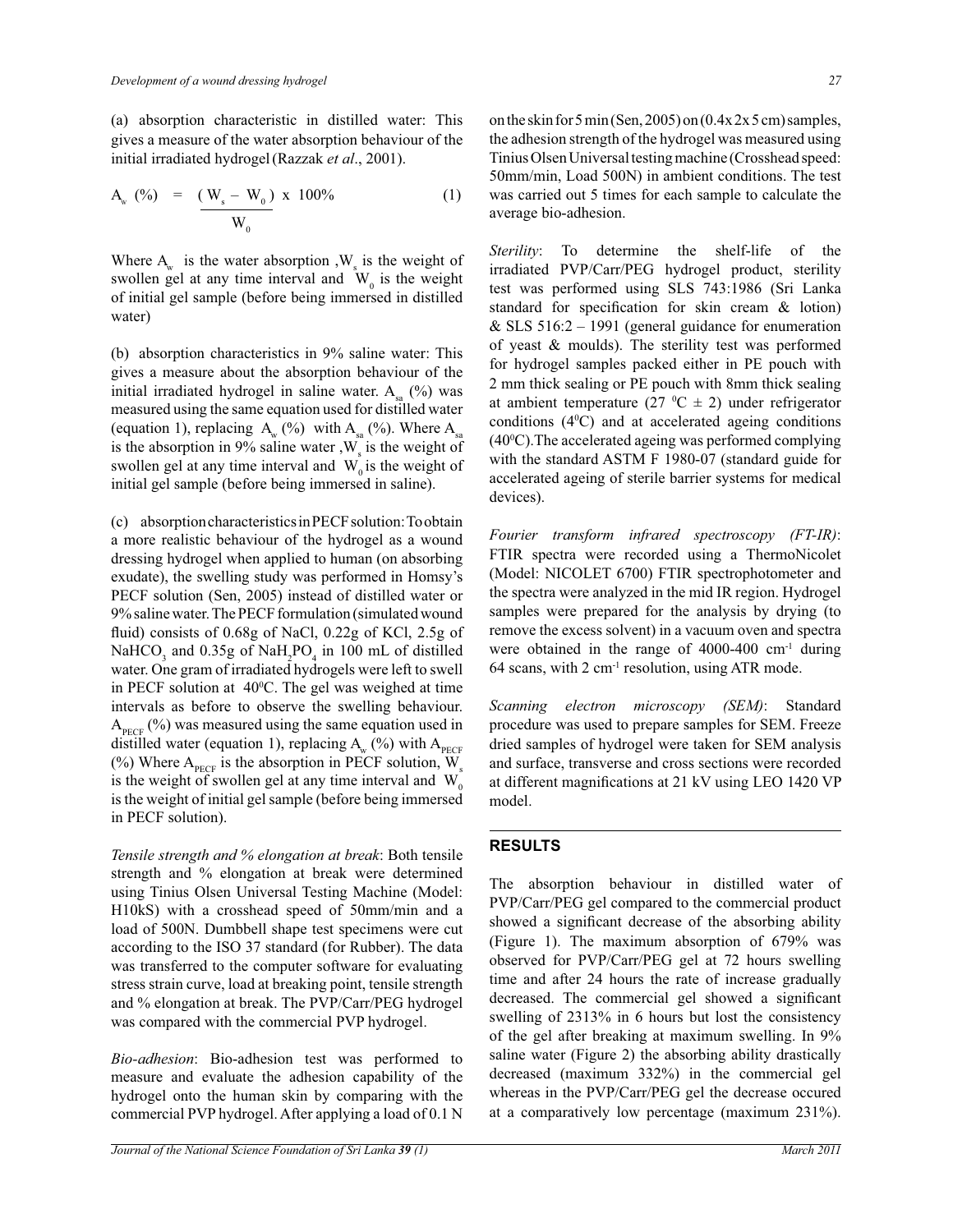(a) absorption characteristic in distilled water: This gives a measure of the water absorption behaviour of the initial irradiated hydrogel (Razzak *et al*., 2001).

$$A_w\ (\%) = \frac{(W_s - W_0)}{W_0} \times 100\% \qquad (1)$$

Where $A_w$ is the water absorption, $W_s$ is the weight of swollen gel at any time interval and $W_0$ is the weight of initial gel sample (before being immersed in distilled water)

(b) absorption characteristics in 9% saline water: This gives a measure about the absorption behaviour of the initial irradiated hydrogel in saline water. $A_{sa}$ (%) was measured using the same equation used for distilled water (equation 1), replacing $A_w$ (%) with $A_{sa}$ (%). Where $A_{sa}$ is the absorption in 9% saline water, $W_s$ is the weight of swollen gel at any time interval and $W_0$ is the weight of initial gel sample (before being immersed in saline).

(c) absorption characteristics in PECF solution: To obtain a more realistic behaviour of the hydrogel as a wound dressing hydrogel when applied to human (on absorbing exudate), the swelling study was performed in Homsy's PECF solution (Sen, 2005) instead of distilled water or 9% saline water. The PECF formulation (simulated wound fluid) consists of 0.68g of NaCl, 0.22g of KCl, 2.5g of $NaHCO_3$ and 0.35g of $NaH_2PO_4$ in 100 mL of distilled water. One gram of irradiated hydrogels were left to swell in PECF solution at 40 $^0$C. The gel was weighed at time intervals as before to observe the swelling behaviour. $A_{PECF}$ (%) was measured using the same equation used in distilled water (equation 1), replacing $A_w$ (%) with $A_{PECF}$ (%) Where $A_{PECF}$ is the absorption in PECF solution, $W_s$ is the weight of swollen gel at any time interval and $W_0$ is the weight of initial gel sample (before being immersed in PECF solution).

*Tensile strength and % elongation at break*: Both tensile strength and % elongation at break were determined using Tinius Olsen Universal Testing Machine (Model: H10kS) with a crosshead speed of 50mm/min and a load of 500N. Dumbbell shape test specimens were cut according to the ISO 37 standard (for Rubber). The data was transferred to the computer software for evaluating stress strain curve, load at breaking point, tensile strength and % elongation at break. The PVP/Carr/PEG hydrogel was compared with the commercial PVP hydrogel.

*Bio-adhesion*: Bio-adhesion test was performed to measure and evaluate the adhesion capability of the hydrogel onto the human skin by comparing with the commercial PVP hydrogel. After applying a load of 0.1 N on the skin for 5 min (Sen, 2005) on (0.4x 2x 5 cm) samples, the adhesion strength of the hydrogel was measured using Tinius Olsen Universal testing machine (Crosshead speed: 50mm/min, Load 500N) in ambient conditions. The test was carried out 5 times for each sample to calculate the average bio-adhesion.

*Sterility*: To determine the shelf-life of the irradiated PVP/Carr/PEG hydrogel product, sterility test was performed using SLS 743:1986 (Sri Lanka standard for specification for skin cream & lotion) & SLS 516:2 – 1991 (general guidance for enumeration of yeast & moulds). The sterility test was performed for hydrogel samples packed either in PE pouch with 2 mm thick sealing or PE pouch with 8mm thick sealing at ambient temperature (27 $^0$C ± 2) under refrigerator conditions (4 $^0$C) and at accelerated ageing conditions (40 $^0$C). The accelerated ageing was performed complying with the standard ASTM F 1980-07 (standard guide for accelerated ageing of sterile barrier systems for medical devices).

*Fourier transform infrared spectroscopy (FT-IR)*: FTIR spectra were recorded using a ThermoNicolet (Model: NICOLET 6700) FTIR spectrophotometer and the spectra were analyzed in the mid IR region. Hydrogel samples were prepared for the analysis by drying (to remove the excess solvent) in a vacuum oven and spectra were obtained in the range of 4000-400 $cm^{-1}$ during 64 scans, with 2 $cm^{-1}$ resolution, using ATR mode.

*Scanning electron microscopy (SEM)*: Standard procedure was used to prepare samples for SEM. Freeze dried samples of hydrogel were taken for SEM analysis and surface, transverse and cross sections were recorded at different magnifications at 21 kV using LEO 1420 VP model.

## RESULTS

The absorption behaviour in distilled water of PVP/Carr/PEG gel compared to the commercial product showed a significant decrease of the absorbing ability (Figure 1). The maximum absorption of 679% was observed for PVP/Carr/PEG gel at 72 hours swelling time and after 24 hours the rate of increase gradually decreased. The commercial gel showed a significant swelling of 2313% in 6 hours but lost the consistency of the gel after breaking at maximum swelling. In 9% saline water (Figure 2) the absorbing ability drastically decreased (maximum 332%) in the commercial gel whereas in the PVP/Carr/PEG gel the decrease occured at a comparatively low percentage (maximum 231%).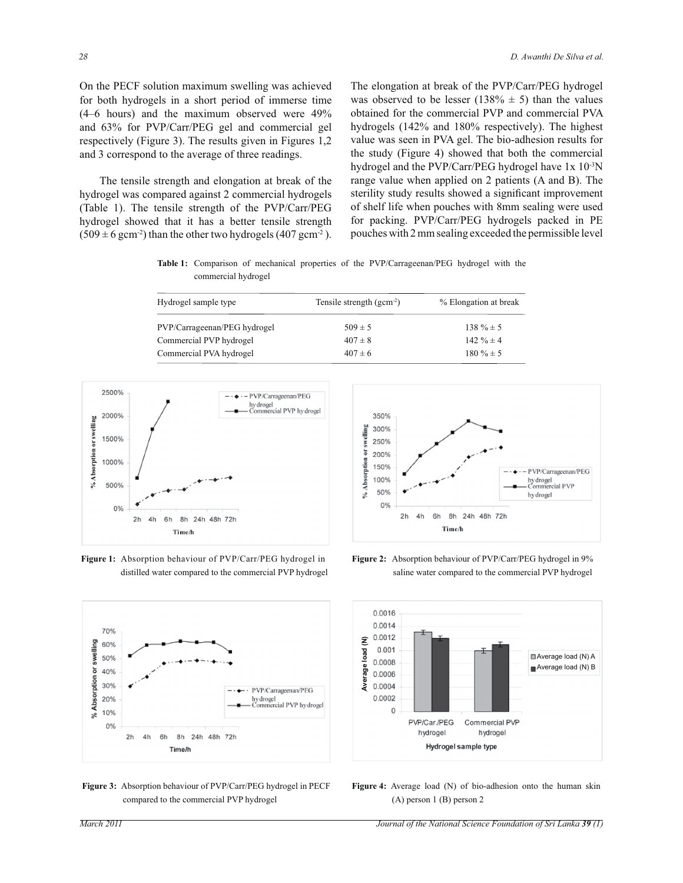On the PECF solution maximum swelling was achieved for both hydrogels in a short period of immerse time (4–6 hours) and the maximum observed were 49% and 63% for PVP/Carr/PEG gel and commercial gel respectively (Figure 3). The results given in Figures 1,2 and 3 correspond to the average of three readings.

The tensile strength and elongation at break of the hydrogel was compared against 2 commercial hydrogels (Table 1). The tensile strength of the PVP/Carr/PEG hydrogel showed that it has a better tensile strength ($509 \pm 6$ gcm$^{-2}$) than the other two hydrogels (407 gcm$^{-2}$ ). The elongation at break of the PVP/Carr/PEG hydrogel was observed to be lesser (138% $\pm$ 5) than the values obtained for the commercial PVP and commercial PVA hydrogels (142% and 180% respectively). The highest value was seen in PVA gel. The bio-adhesion results for the study (Figure 4) showed that both the commercial hydrogel and the PVP/Carr/PEG hydrogel have $1 \times 10^{-3}$N range value when applied on 2 patients (A and B). The sterility study results showed a significant improvement of shelf life when pouches with 8mm sealing were used for packing. PVP/Carr/PEG hydrogels packed in PE pouches with 2 mm sealing exceeded the permissible level

**Table 1:** Comparison of mechanical properties of the PVP/Carrageenan/PEG hydrogel with the commercial hydrogel

| Hydrogel sample type | Tensile strength (gcm$^{-2}$) | % Elongation at break |
|---|---|---|
| PVP/Carrageenan/PEG hydrogel | $509 \pm 5$ | 138 % $\pm$ 5 |
| Commercial PVP hydrogel | $407 \pm 8$ | 142 % $\pm$ 4 |
| Commercial PVA hydrogel | $407 \pm 6$ | 180 % $\pm$ 5 |

**Figure 1:** Absorption behaviour of PVP/Carr/PEG hydrogel in distilled water compared to the commercial PVP hydrogel

**Figure 2:** Absorption behaviour of PVP/Carr/PEG hydrogel in 9% saline water compared to the commercial PVP hydrogel

**Figure 3:** Absorption behaviour of PVP/Carr/PEG hydrogel in PECF compared to the commercial PVP hydrogel

**Figure 4:** Average load (N) of bio-adhesion onto the human skin (A) person 1 (B) person 2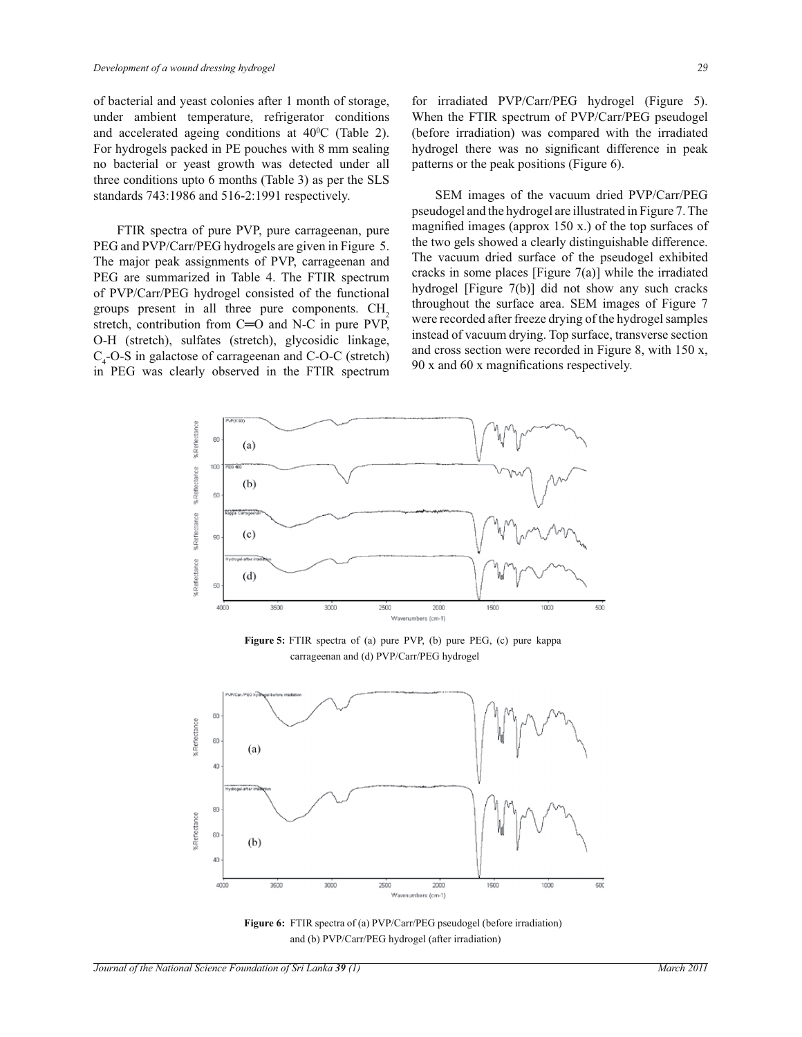of bacterial and yeast colonies after 1 month of storage, under ambient temperature, refrigerator conditions and accelerated ageing conditions at $40^0C$ (Table 2). For hydrogels packed in PE pouches with 8 mm sealing no bacterial or yeast growth was detected under all three conditions upto 6 months (Table 3) as per the SLS standards 743:1986 and 516-2:1991 respectively.

FTIR spectra of pure PVP, pure carrageenan, pure PEG and PVP/Carr/PEG hydrogels are given in Figure 5. The major peak assignments of PVP, carrageenan and PEG are summarized in Table 4. The FTIR spectrum of PVP/Carr/PEG hydrogel consisted of the functional groups present in all three pure components. $CH_2$ stretch, contribution from C═O and N-C in pure PVP, O-H (stretch), sulfates (stretch), glycosidic linkage, $C_4$-O-S in galactose of carrageenan and C-O-C (stretch) in PEG was clearly observed in the FTIR spectrum for irradiated PVP/Carr/PEG hydrogel (Figure 5). When the FTIR spectrum of PVP/Carr/PEG pseudogel (before irradiation) was compared with the irradiated hydrogel there was no significant difference in peak patterns or the peak positions (Figure 6).

SEM images of the vacuum dried PVP/Carr/PEG pseudogel and the hydrogel are illustrated in Figure 7. The magnified images (approx 150 x.) of the top surfaces of the two gels showed a clearly distinguishable difference. The vacuum dried surface of the pseudogel exhibited cracks in some places [Figure 7(a)] while the irradiated hydrogel [Figure 7(b)] did not show any such cracks throughout the surface area. SEM images of Figure 7 were recorded after freeze drying of the hydrogel samples instead of vacuum drying. Top surface, transverse section and cross section were recorded in Figure 8, with 150 x, 90 x and 60 x magnifications respectively.

**Figure 5:** FTIR spectra of (a) pure PVP, (b) pure PEG, (c) pure kappa carrageenan and (d) PVP/Carr/PEG hydrogel

**Figure 6:** FTIR spectra of (a) PVP/Carr/PEG pseudogel (before irradiation) and (b) PVP/Carr/PEG hydrogel (after irradiation)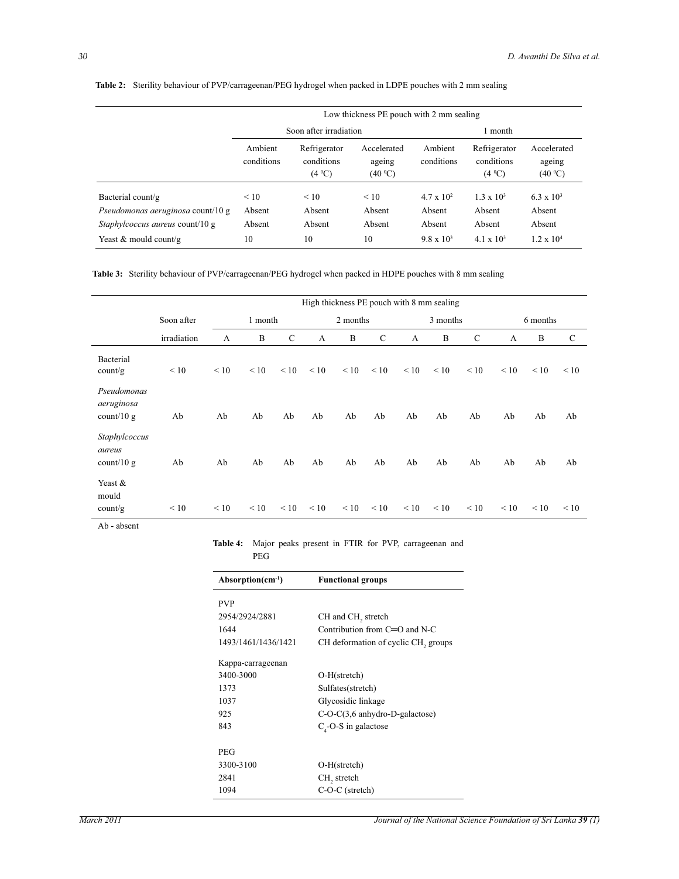**Table 2:** Sterility behaviour of PVP/carrageenan/PEG hydrogel when packed in LDPE pouches with 2 mm sealing

| | Low thickness PE pouch with 2 mm sealing | | | | | |
|---|---|---|---|---|---|---|
| | Soon after irradiation | | | 1 month | | |
| | Ambient conditions | Refrigerator conditions (4 ºC) | Accelerated ageing (40 ºC) | Ambient conditions | Refrigerator conditions (4 ºC) | Accelerated ageing (40 ºC) |
| Bacterial count/g | < 10 | < 10 | < 10 | $4.7 \times 10^2$ | $1.3 \times 10^3$ | $6.3 \times 10^3$ |
| *Pseudomonas aeruginosa* count/10 g | Absent | Absent | Absent | Absent | Absent | Absent |
| *Staphylcoccus aureus* count/10 g | Absent | Absent | Absent | Absent | Absent | Absent |
| Yeast & mould count/g | 10 | 10 | 10 | $9.8 \times 10^3$ | $4.1 \times 10^3$ | $1.2 \times 10^4$ |

**Table 3:** Sterility behaviour of PVP/carrageenan/PEG hydrogel when packed in HDPE pouches with 8 mm sealing

| | High thickness PE pouch with 8 mm sealing | | | | | | | | | | | | |
|---|---|---|---|---|---|---|---|---|---|---|---|---|---|
| | Soon after | 1 month | | | 2 months | | | 3 months | | | 6 months | | |
| | irradiation | A | B | C | A | B | C | A | B | C | A | B | C |
| Bacterial count/g | < 10 | < 10 | < 10 | < 10 | < 10 | < 10 | < 10 | < 10 | < 10 | < 10 | < 10 | < 10 | < 10 |
| *Pseudomonas aeruginosa* count/10 g | Ab | Ab | Ab | Ab | Ab | Ab | Ab | Ab | Ab | Ab | Ab | Ab | Ab |
| *Staphylcoccus aureus* count/10 g | Ab | Ab | Ab | Ab | Ab | Ab | Ab | Ab | Ab | Ab | Ab | Ab | Ab |
| Yeast & mould count/g | < 10 | < 10 | < 10 | < 10 | < 10 | < 10 | < 10 | < 10 | < 10 | < 10 | < 10 | < 10 | < 10 |

Ab - absent

**Table 4:** Major peaks present in FTIR for PVP, carrageenan and PEG

| Absorption($cm^{-1}$) | Functional groups |
|---|---|
| PVP | |
| 2954/2924/2881 | CH and $CH_2$ stretch |
| 1644 | Contribution from C═O and N-C |
| 1493/1461/1436/1421 | CH deformation of cyclic $CH_2$ groups |
| Kappa-carrageenan | |
| 3400-3000 | O-H(stretch) |
| 1373 | Sulfates(stretch) |
| 1037 | Glycosidic linkage |
| 925 | C-O-C(3,6 anhydro-D-galactose) |
| 843 | $C_4$-O-S in galactose |
| PEG | |
| 3300-3100 | O-H(stretch) |
| 2841 | $CH_2$ stretch |
| 1094 | C-O-C (stretch) |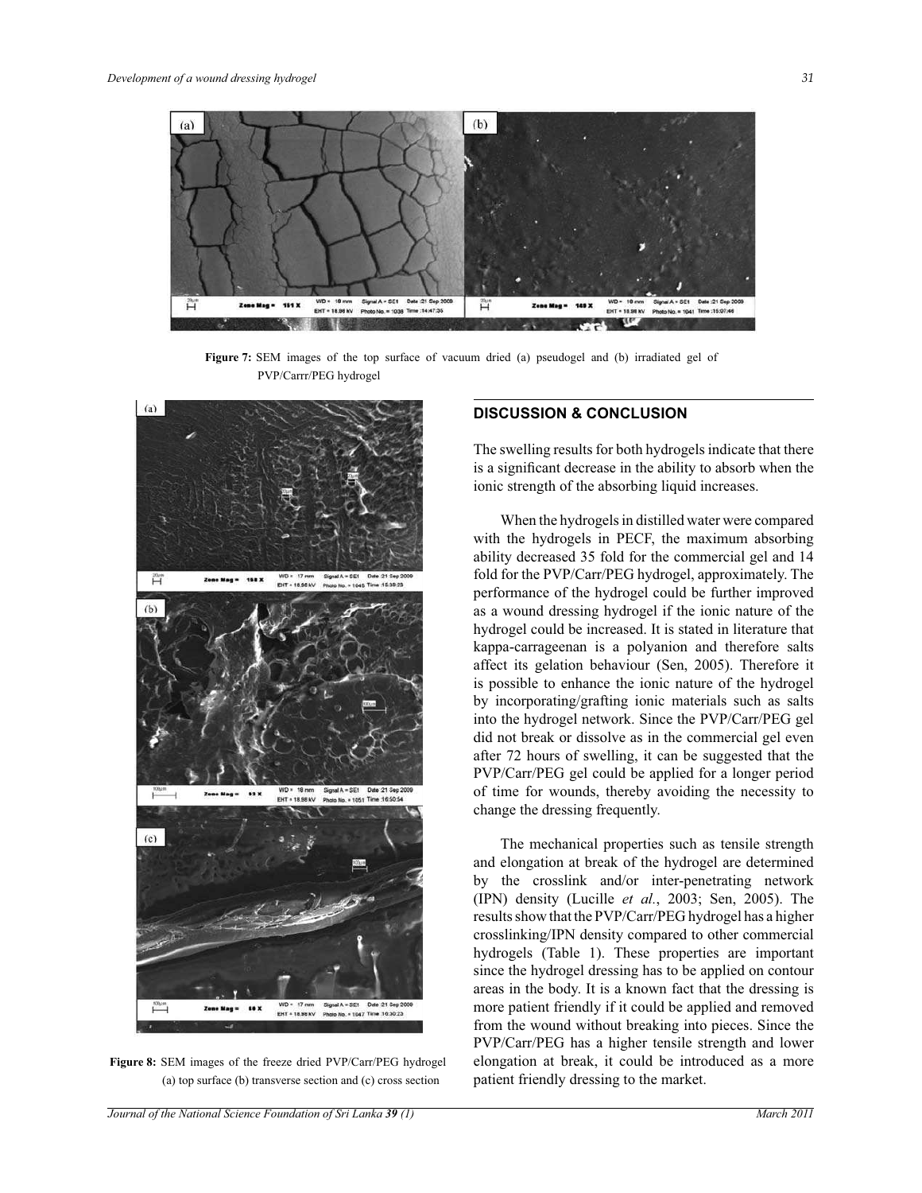Figure 7: SEM images of the top surface of vacuum dried (a) pseudogel and (b) irradiated gel of PVP/Carrr/PEG hydrogel

Figure 8: SEM images of the freeze dried PVP/Carr/PEG hydrogel (a) top surface (b) transverse section and (c) cross section

## DISCUSSION & CONCLUSION

The swelling results for both hydrogels indicate that there is a significant decrease in the ability to absorb when the ionic strength of the absorbing liquid increases.

When the hydrogels in distilled water were compared with the hydrogels in PECF, the maximum absorbing ability decreased 35 fold for the commercial gel and 14 fold for the PVP/Carr/PEG hydrogel, approximately. The performance of the hydrogel could be further improved as a wound dressing hydrogel if the ionic nature of the hydrogel could be increased. It is stated in literature that kappa-carrageenan is a polyanion and therefore salts affect its gelation behaviour (Sen, 2005). Therefore it is possible to enhance the ionic nature of the hydrogel by incorporating/grafting ionic materials such as salts into the hydrogel network. Since the PVP/Carr/PEG gel did not break or dissolve as in the commercial gel even after 72 hours of swelling, it can be suggested that the PVP/Carr/PEG gel could be applied for a longer period of time for wounds, thereby avoiding the necessity to change the dressing frequently.

The mechanical properties such as tensile strength and elongation at break of the hydrogel are determined by the crosslink and/or inter-penetrating network (IPN) density (Lucille *et al.*, 2003; Sen, 2005). The results show that the PVP/Carr/PEG hydrogel has a higher crosslinking/IPN density compared to other commercial hydrogels (Table 1). These properties are important since the hydrogel dressing has to be applied on contour areas in the body. It is a known fact that the dressing is more patient friendly if it could be applied and removed from the wound without breaking into pieces. Since the PVP/Carr/PEG has a higher tensile strength and lower elongation at break, it could be introduced as a more patient friendly dressing to the market.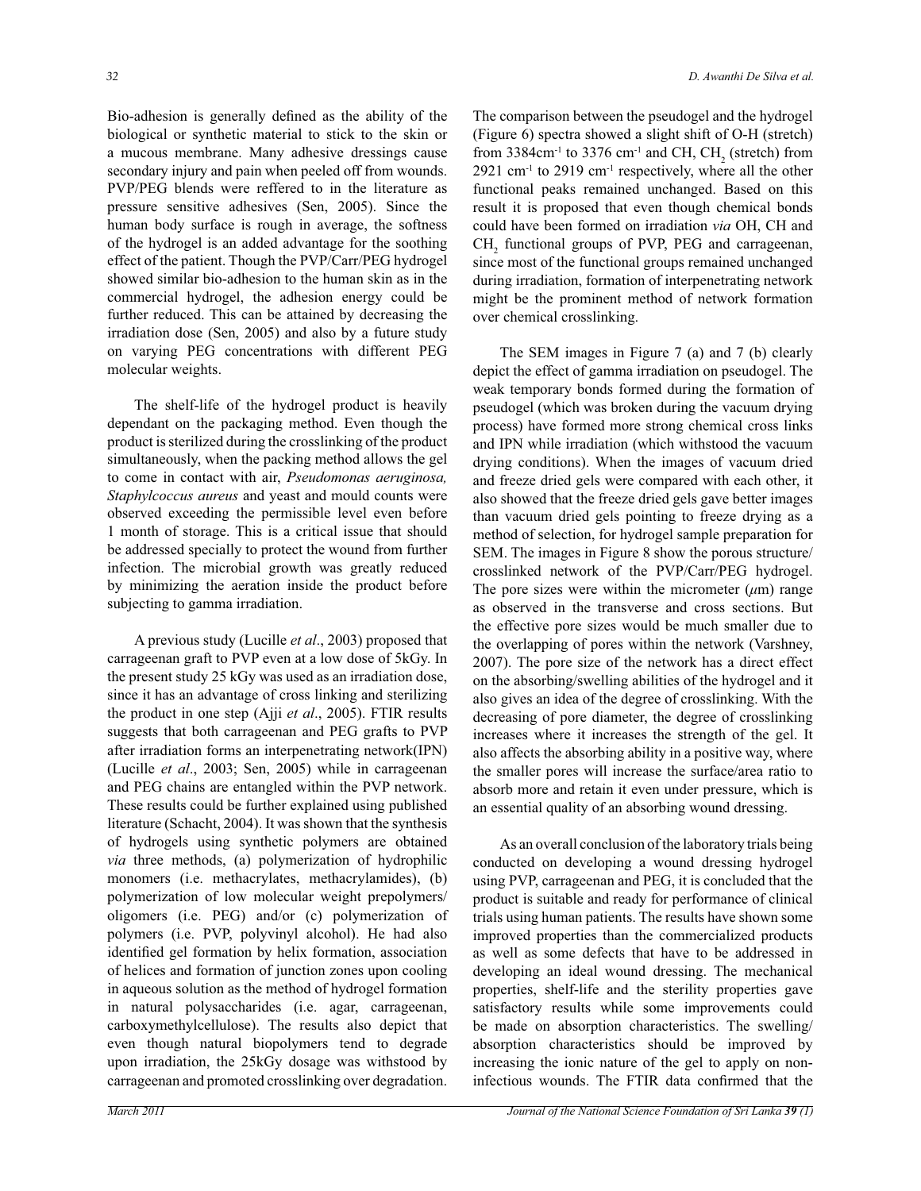Bio-adhesion is generally defined as the ability of the biological or synthetic material to stick to the skin or a mucous membrane. Many adhesive dressings cause secondary injury and pain when peeled off from wounds. PVP/PEG blends were reffered to in the literature as pressure sensitive adhesives (Sen, 2005). Since the human body surface is rough in average, the softness of the hydrogel is an added advantage for the soothing effect of the patient. Though the PVP/Carr/PEG hydrogel showed similar bio-adhesion to the human skin as in the commercial hydrogel, the adhesion energy could be further reduced. This can be attained by decreasing the irradiation dose (Sen, 2005) and also by a future study on varying PEG concentrations with different PEG molecular weights.

The shelf-life of the hydrogel product is heavily dependant on the packaging method. Even though the product is sterilized during the crosslinking of the product simultaneously, when the packing method allows the gel to come in contact with air, *Pseudomonas aeruginosa, Staphylcoccus aureus* and yeast and mould counts were observed exceeding the permissible level even before 1 month of storage. This is a critical issue that should be addressed specially to protect the wound from further infection. The microbial growth was greatly reduced by minimizing the aeration inside the product before subjecting to gamma irradiation.

A previous study (Lucille *et al*., 2003) proposed that carrageenan graft to PVP even at a low dose of 5kGy. In the present study 25 kGy was used as an irradiation dose, since it has an advantage of cross linking and sterilizing the product in one step (Ajji *et al*., 2005). FTIR results suggests that both carrageenan and PEG grafts to PVP after irradiation forms an interpenetrating network(IPN) (Lucille *et al*., 2003; Sen, 2005) while in carrageenan and PEG chains are entangled within the PVP network. These results could be further explained using published literature (Schacht, 2004). It was shown that the synthesis of hydrogels using synthetic polymers are obtained *via* three methods, (a) polymerization of hydrophilic monomers (i.e. methacrylates, methacrylamides), (b) polymerization of low molecular weight prepolymers/ oligomers (i.e. PEG) and/or (c) polymerization of polymers (i.e. PVP, polyvinyl alcohol). He had also identified gel formation by helix formation, association of helices and formation of junction zones upon cooling in aqueous solution as the method of hydrogel formation in natural polysaccharides (i.e. agar, carrageenan, carboxymethylcellulose). The results also depict that even though natural biopolymers tend to degrade upon irradiation, the 25kGy dosage was withstood by carrageenan and promoted crosslinking over degradation.

The comparison between the pseudogel and the hydrogel (Figure 6) spectra showed a slight shift of O-H (stretch) from 3384cm$^{-1}$ to 3376 cm$^{-1}$ and CH, $CH_2$ (stretch) from 2921 cm$^{-1}$ to 2919 cm$^{-1}$ respectively, where all the other functional peaks remained unchanged. Based on this result it is proposed that even though chemical bonds could have been formed on irradiation *via* OH, CH and $CH_2$ functional groups of PVP, PEG and carrageenan, since most of the functional groups remained unchanged during irradiation, formation of interpenetrating network might be the prominent method of network formation over chemical crosslinking.

The SEM images in Figure 7 (a) and 7 (b) clearly depict the effect of gamma irradiation on pseudogel. The weak temporary bonds formed during the formation of pseudogel (which was broken during the vacuum drying process) have formed more strong chemical cross links and IPN while irradiation (which withstood the vacuum drying conditions). When the images of vacuum dried and freeze dried gels were compared with each other, it also showed that the freeze dried gels gave better images than vacuum dried gels pointing to freeze drying as a method of selection, for hydrogel sample preparation for SEM. The images in Figure 8 show the porous structure/ crosslinked network of the PVP/Carr/PEG hydrogel. The pore sizes were within the micrometer ($\mu$m) range as observed in the transverse and cross sections. But the effective pore sizes would be much smaller due to the overlapping of pores within the network (Varshney, 2007). The pore size of the network has a direct effect on the absorbing/swelling abilities of the hydrogel and it also gives an idea of the degree of crosslinking. With the decreasing of pore diameter, the degree of crosslinking increases where it increases the strength of the gel. It also affects the absorbing ability in a positive way, where the smaller pores will increase the surface/area ratio to absorb more and retain it even under pressure, which is an essential quality of an absorbing wound dressing.

As an overall conclusion of the laboratory trials being conducted on developing a wound dressing hydrogel using PVP, carrageenan and PEG, it is concluded that the product is suitable and ready for performance of clinical trials using human patients. The results have shown some improved properties than the commercialized products as well as some defects that have to be addressed in developing an ideal wound dressing. The mechanical properties, shelf-life and the sterility properties gave satisfactory results while some improvements could be made on absorption characteristics. The swelling/ absorption characteristics should be improved by increasing the ionic nature of the gel to apply on non-infectious wounds. The FTIR data confirmed that the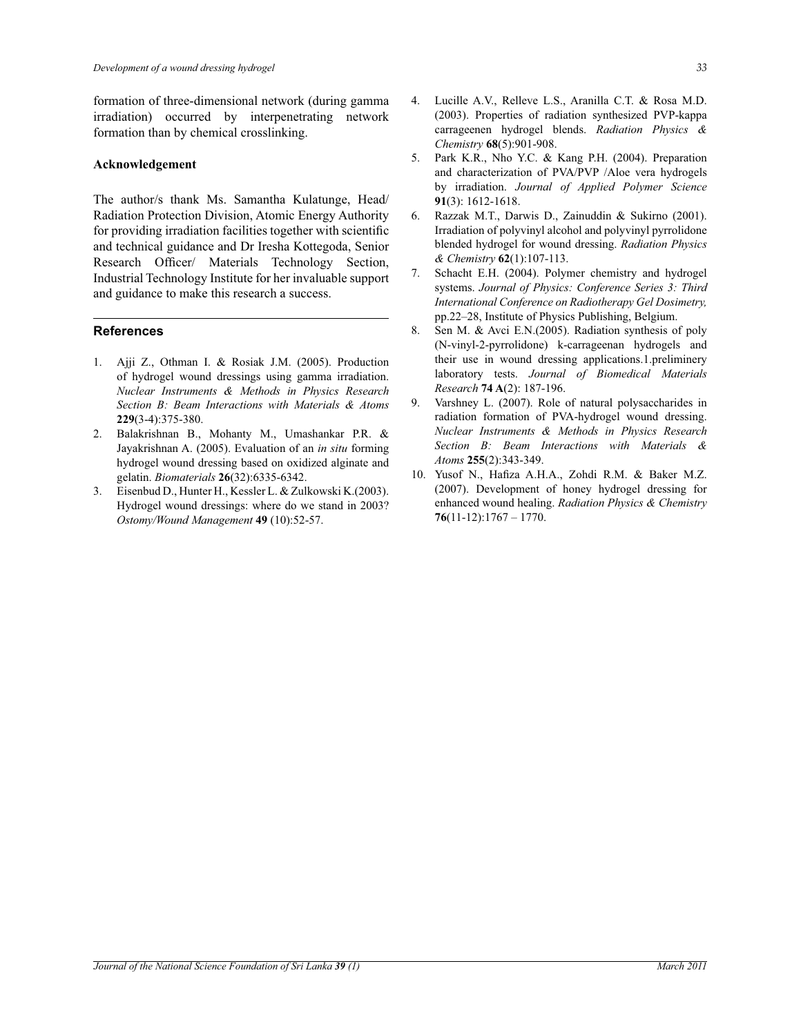formation of three-dimensional network (during gamma irradiation) occurred by interpenetrating network formation than by chemical crosslinking.

**Acknowledgement**

The author/s thank Ms. Samantha Kulatunge, Head/ Radiation Protection Division, Atomic Energy Authority for providing irradiation facilities together with scientific and technical guidance and Dr Iresha Kottegoda, Senior Research Officer/ Materials Technology Section, Industrial Technology Institute for her invaluable support and guidance to make this research a success.

## References

1. Ajji Z., Othman I. & Rosiak J.M. (2005). Production of hydrogel wound dressings using gamma irradiation. *Nuclear Instruments & Methods in Physics Research Section B: Beam Interactions with Materials & Atoms* **229**(3-4):375-380.
2. Balakrishnan B., Mohanty M., Umashankar P.R. & Jayakrishnan A. (2005). Evaluation of an *in situ* forming hydrogel wound dressing based on oxidized alginate and gelatin. *Biomaterials* **26**(32):6335-6342.
3. Eisenbud D., Hunter H., Kessler L. & Zulkowski K.(2003). Hydrogel wound dressings: where do we stand in 2003? *Ostomy/Wound Management* **49** (10):52-57.
4. Lucille A.V., Relleve L.S., Aranilla C.T. & Rosa M.D. (2003). Properties of radiation synthesized PVP-kappa carrageenen hydrogel blends. *Radiation Physics & Chemistry* **68**(5):901-908.
5. Park K.R., Nho Y.C. & Kang P.H. (2004). Preparation and characterization of PVA/PVP /Aloe vera hydrogels by irradiation. *Journal of Applied Polymer Science* **91**(3): 1612-1618.
6. Razzak M.T., Darwis D., Zainuddin & Sukirno (2001). Irradiation of polyvinyl alcohol and polyvinyl pyrrolidone blended hydrogel for wound dressing. *Radiation Physics & Chemistry* **62**(1):107-113.
7. Schacht E.H. (2004). Polymer chemistry and hydrogel systems. *Journal of Physics: Conference Series 3: Third International Conference on Radiotherapy Gel Dosimetry,* pp.22–28, Institute of Physics Publishing, Belgium.
8. Sen M. & Avci E.N.(2005). Radiation synthesis of poly (N-vinyl-2-pyrrolidone) k-carrageenan hydrogels and their use in wound dressing applications.1.preliminery laboratory tests. *Journal of Biomedical Materials Research* **74 A**(2): 187-196.
9. Varshney L. (2007). Role of natural polysaccharides in radiation formation of PVA-hydrogel wound dressing. *Nuclear Instruments & Methods in Physics Research Section B: Beam Interactions with Materials & Atoms* **255**(2):343-349.
10. Yusof N., Hafiza A.H.A., Zohdi R.M. & Baker M.Z. (2007). Development of honey hydrogel dressing for enhanced wound healing. *Radiation Physics & Chemistry* **76**(11-12):1767 – 1770.